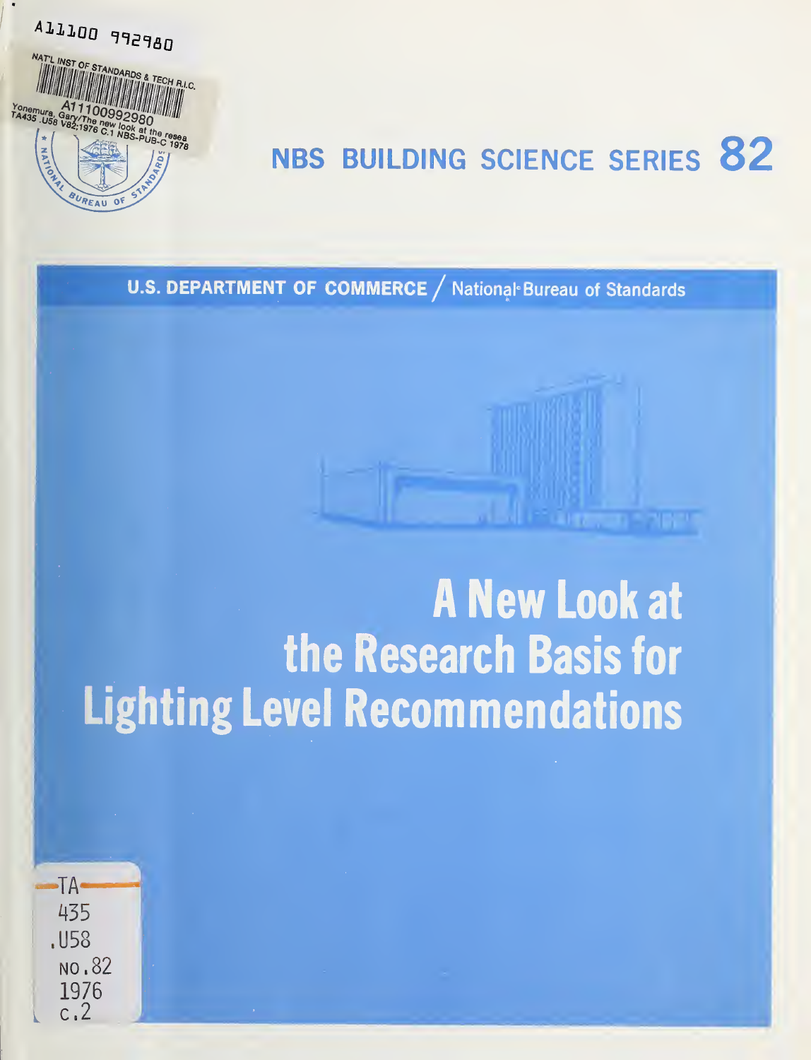A11100 992980

NAT'L INST OF STANDARDS & TECH R.I.C.

A11100992980

Yonemura, Gary/The new look at the resea

TA435 .U58 V82;1976 C.1 NBS-PUB-C 1976

# NBS BUILDING SCIENCE SERIES 82

U.S. DEPARTMENT OF COMMERCE / National Bureau of Standards

# A New Look at the Research Basis for Lighting Level Recommendations

TA

435

.U58

NO. 82

1976

c.2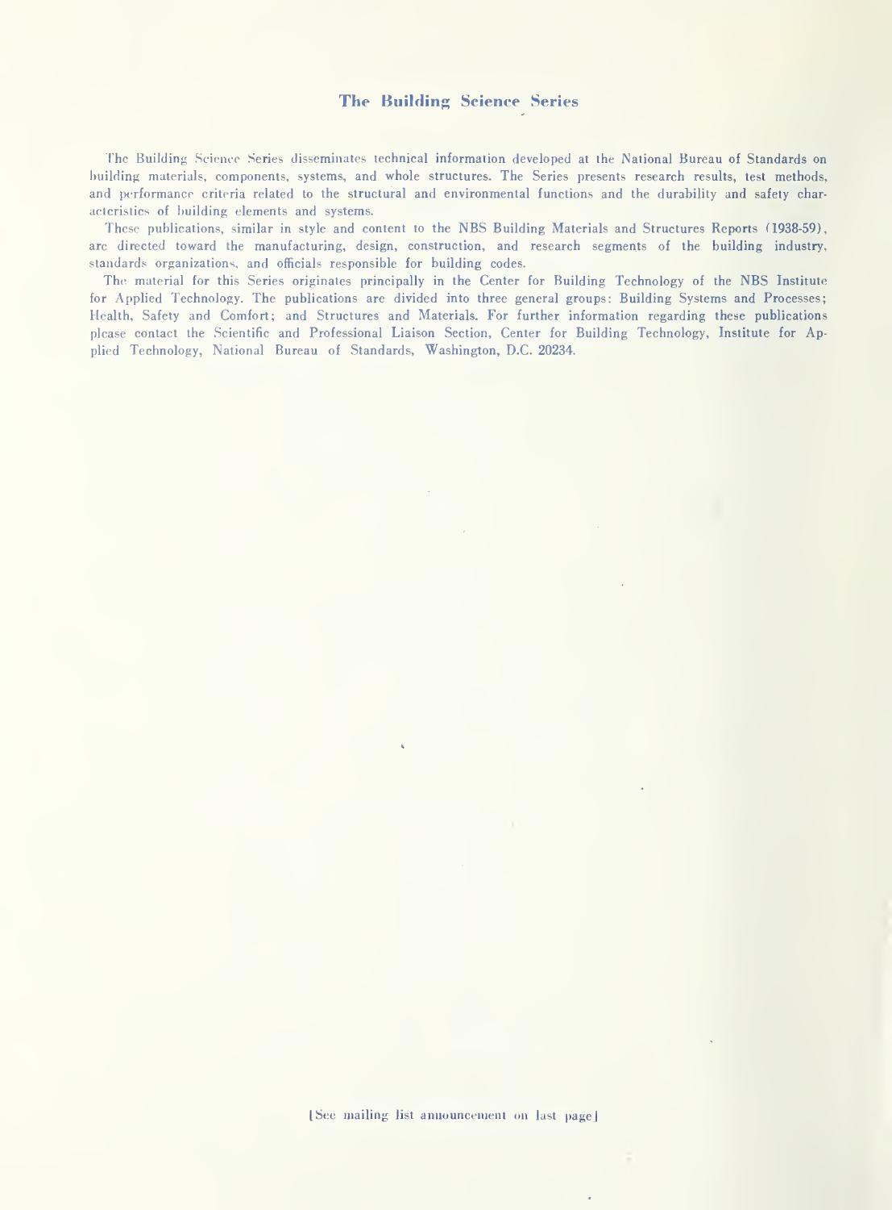## The Building Science Series

The Building Science Series disseminates technical information developed at the National Bureau of Standards on building materials, components, systems, and whole structures. The Series presents research results, test methods, and performance criteria related to the structural and environmental functions and the durability and safety characteristics of building elements and systems.

These publications, similar in style and content to the NBS Building Materials and Structures Reports (1938-59), are directed toward the manufacturing, design, construction, and research segments of the building industry, standards organizations, and officials responsible for building codes.

The material for this Series originates principally in the Center for Building Technology of the NBS Institute for Applied Technology. The publications are divided into three general groups: Building Systems and Processes; Health, Safety and Comfort; and Structures and Materials. For further information regarding these publications please contact the Scientific and Professional Liaison Section, Center for Building Technology, Institute for Applied Technology, National Bureau of Standards, Washington, D.C. 20234.

[See mailing list announcement on last page]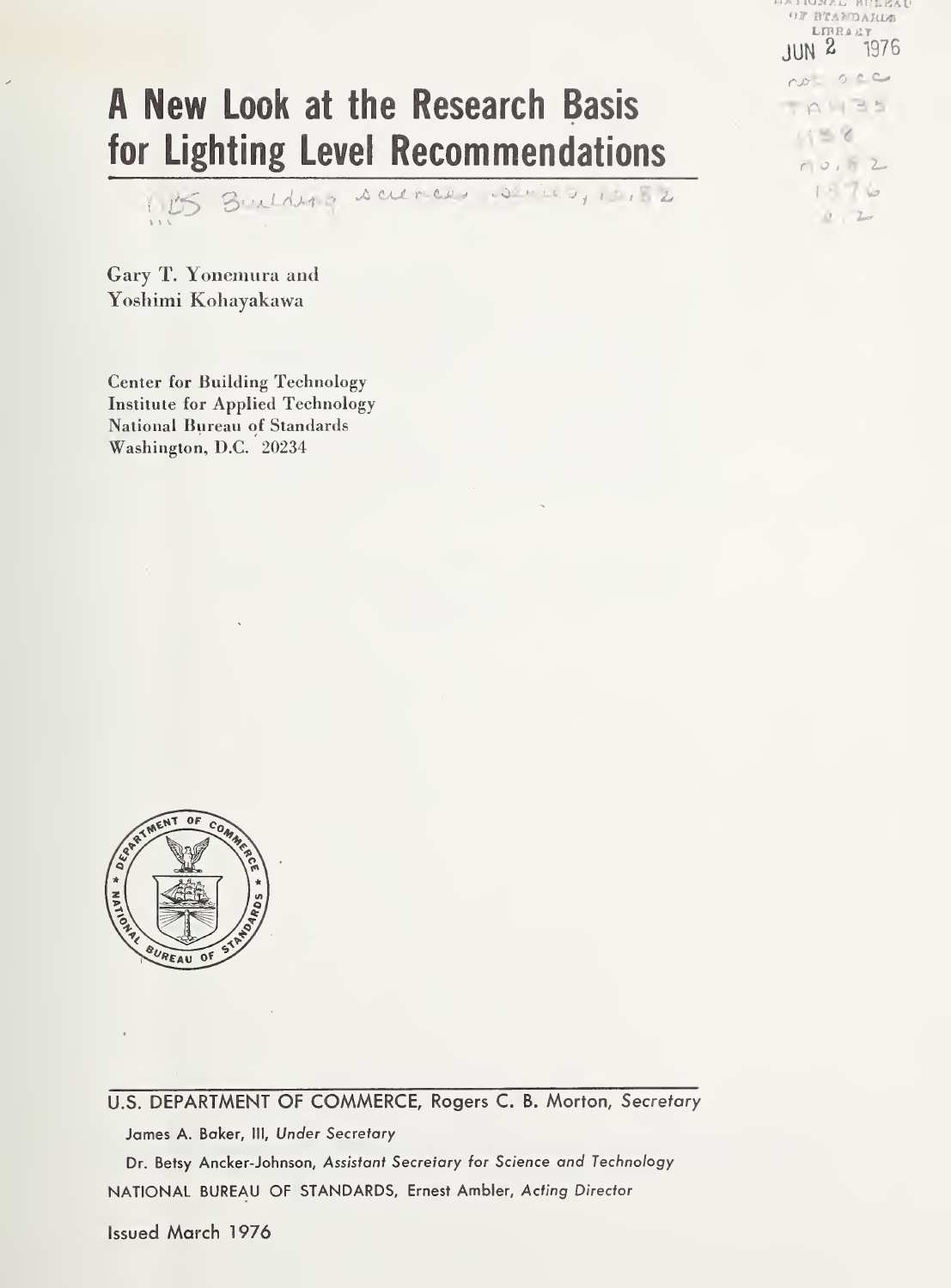# A New Look at the Research Basis for Lighting Level Recommendations

Gary T. Yonemura and
Yoshimi Kohayakawa

Center for Building Technology
Institute for Applied Technology
National Bureau of Standards
Washington, D.C. 20234

U.S. DEPARTMENT OF COMMERCE, Rogers C. B. Morton, *Secretary*

James A. Baker, III, *Under Secretary*

Dr. Betsy Ancker-Johnson, *Assistant Secretary for Science and Technology*

NATIONAL BUREAU OF STANDARDS, Ernest Ambler, *Acting Director*

Issued March 1976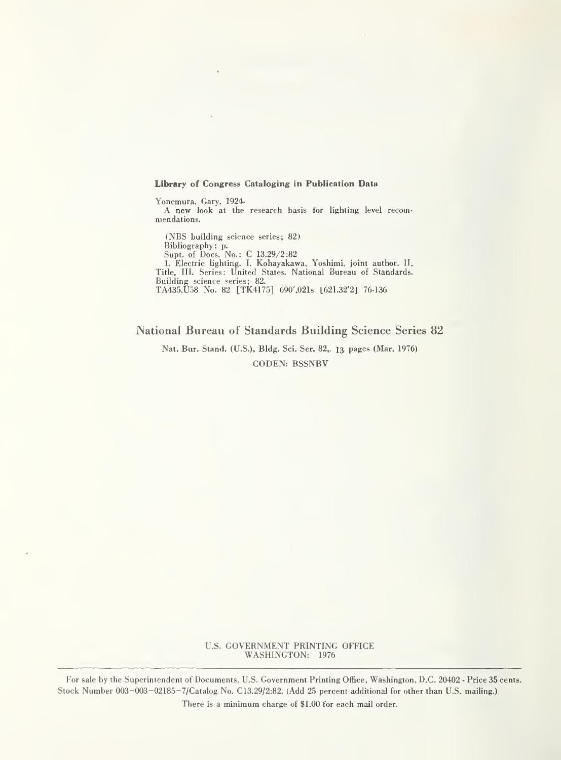**Library of Congress Cataloging in Publication Data**

Yonemura, Gary, 1924-
A new look at the research basis for lighting level recommendations.

(NBS building science series; 82)
Bibliography: p.
Supt. of Docs. No.: C 13.29/2:82
1. Electric lighting. I. Kohayakawa, Yoshimi, joint author. II. Title. III. Series: United States. National Bureau of Standards. Building science series; 82.
TA435.U58 No. 82 [TK4175] 690'.021s [621.32'2] 76-136

## National Bureau of Standards Building Science Series 82

Nat. Bur. Stand. (U.S.), Bldg. Sci. Ser. 82, 13 pages (Mar. 1976)
CODEN: BSSNBV

U.S. GOVERNMENT PRINTING OFFICE
WASHINGTON: 1976

For sale by the Superintendent of Documents, U.S. Government Printing Office, Washington, D.C. 20402 - Price 35 cents.
Stock Number 003-003-02185-7/Catalog No. C13.29/2:82. (Add 25 percent additional for other than U.S. mailing.)
There is a minimum charge of $1.00 for each mail order.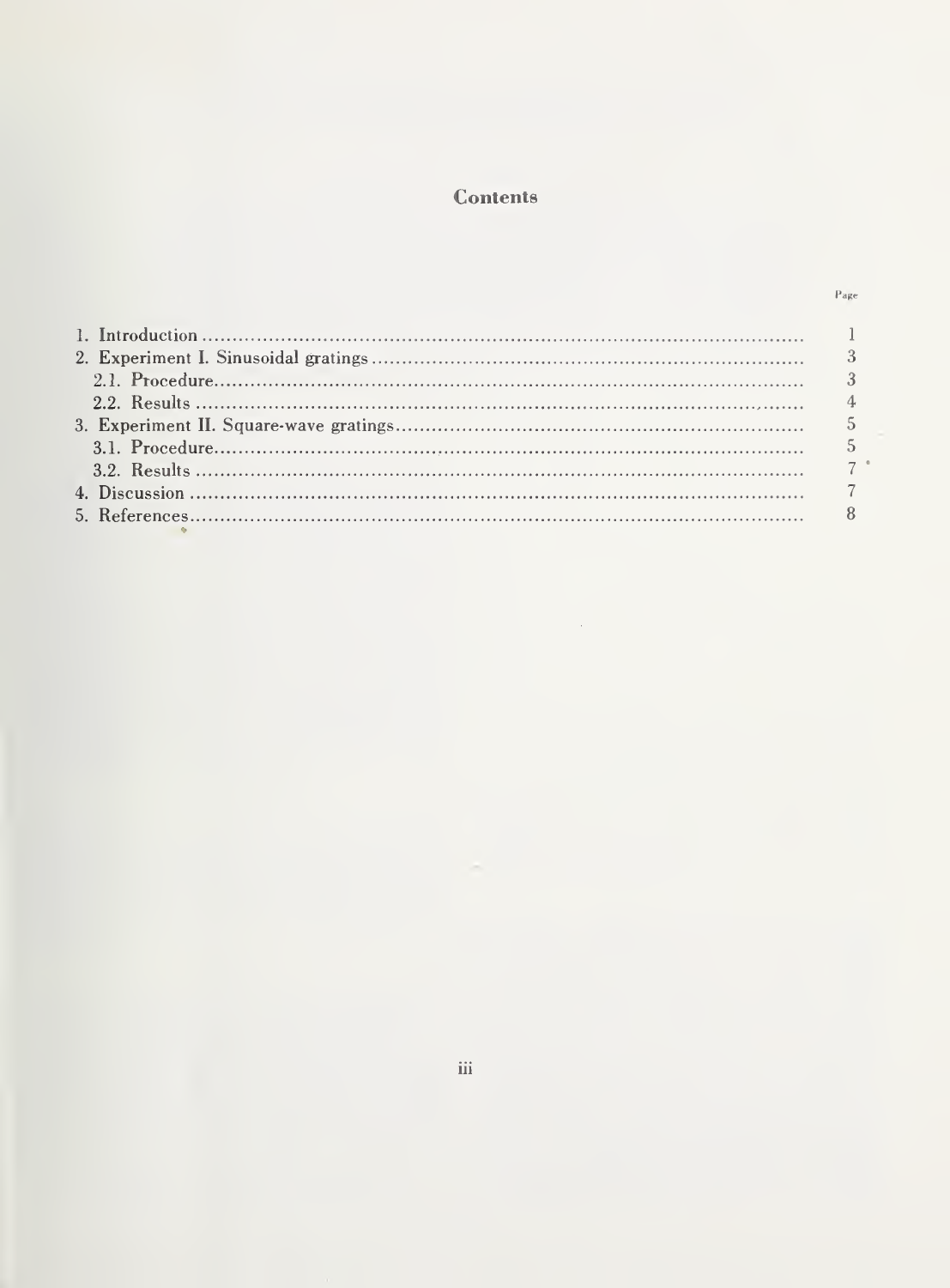# Contents

| | Page |
|---|---|
| 1. Introduction | 1 |
| 2. Experiment I. Sinusoidal gratings | 3 |
| 2.1. Procedure | 3 |
| 2.2. Results | 4 |
| 3. Experiment II. Square-wave gratings | 5 |
| 3.1. Procedure | 5 |
| 3.2. Results | 7 |
| 4. Discussion | 7 |
| 5. References | 8 |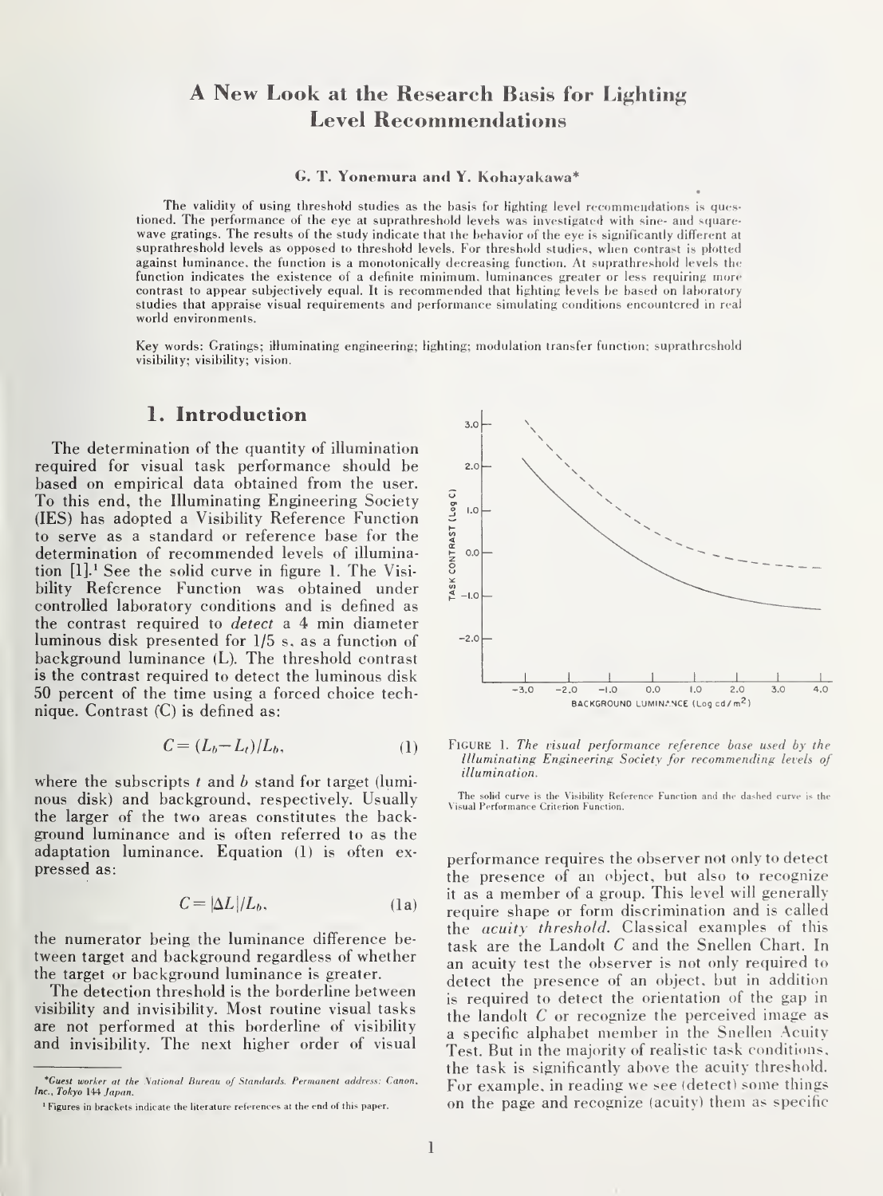# A New Look at the Research Basis for Lighting Level Recommendations

### G. T. Yonemura and Y. Kohayakawa*

The validity of using threshold studies as the basis for lighting level recommendations is questioned. The performance of the eye at suprathreshold levels was investigated with sine- and square-wave gratings. The results of the study indicate that the behavior of the eye is significantly different at suprathreshold levels as opposed to threshold levels. For threshold studies, when contrast is plotted against luminance, the function is a monotonically decreasing function. At suprathreshold levels the function indicates the existence of a definite minimum, luminances greater or less requiring more contrast to appear subjectively equal. It is recommended that lighting levels be based on laboratory studies that appraise visual requirements and performance simulating conditions encountered in real world environments.

Key words: Gratings; illuminating engineering; lighting; modulation transfer function; suprathreshold visibility; visibility; vision.

## 1. Introduction

The determination of the quantity of illumination required for visual task performance should be based on empirical data obtained from the user. To this end, the Illuminating Engineering Society (IES) has adopted a Visibility Reference Function to serve as a standard or reference base for the determination of recommended levels of illumination [1].[1] See the solid curve in figure 1. The Visibility Reference Function was obtained under controlled laboratory conditions and is defined as the contrast required to *detect* a 4 min diameter luminous disk presented for 1/5 s, as a function of background luminance (L). The threshold contrast is the contrast required to detect the luminous disk 50 percent of the time using a forced choice technique. Contrast (C) is defined as:

$$C = (L_b - L_t)/L_b, \tag{1}$$

where the subscripts $t$ and $b$ stand for target (luminous disk) and background, respectively. Usually the larger of the two areas constitutes the background luminance and is often referred to as the adaptation luminance. Equation (1) is often expressed as:

$$C = |\Delta L|/L_b, \tag{1a}$$

the numerator being the luminance difference between target and background regardless of whether the target or background luminance is greater.

The detection threshold is the borderline between visibility and invisibility. Most routine visual tasks are not performed at this borderline of visibility and invisibility. The next higher order of visual performance requires the observer not only to detect the presence of an object, but also to recognize it as a member of a group. This level will generally require shape or form discrimination and is called the *acuity threshold*. Classical examples of this task are the Landolt C and the Snellen Chart. In an acuity test the observer is not only required to detect the presence of an object, but in addition is required to detect the orientation of the gap in the landolt C or recognize the perceived image as a specific alphabet member in the Snellen Acuity Test. But in the majority of realistic task conditions, the task is significantly above the acuity threshold. For example, in reading we see (detect) some things on the page and recognize (acuity) them as specific

FIGURE 1. *The visual performance reference base used by the Illuminating Engineering Society for recommending levels of illumination.*

The solid curve is the Visibility Reference Function and the dashed curve is the Visual Performance Criterion Function.

*Guest worker at the National Bureau of Standards. Permanent address: Canon, Inc., Tokyo 144 Japan.

[1] Figures in brackets indicate the literature references at the end of this paper.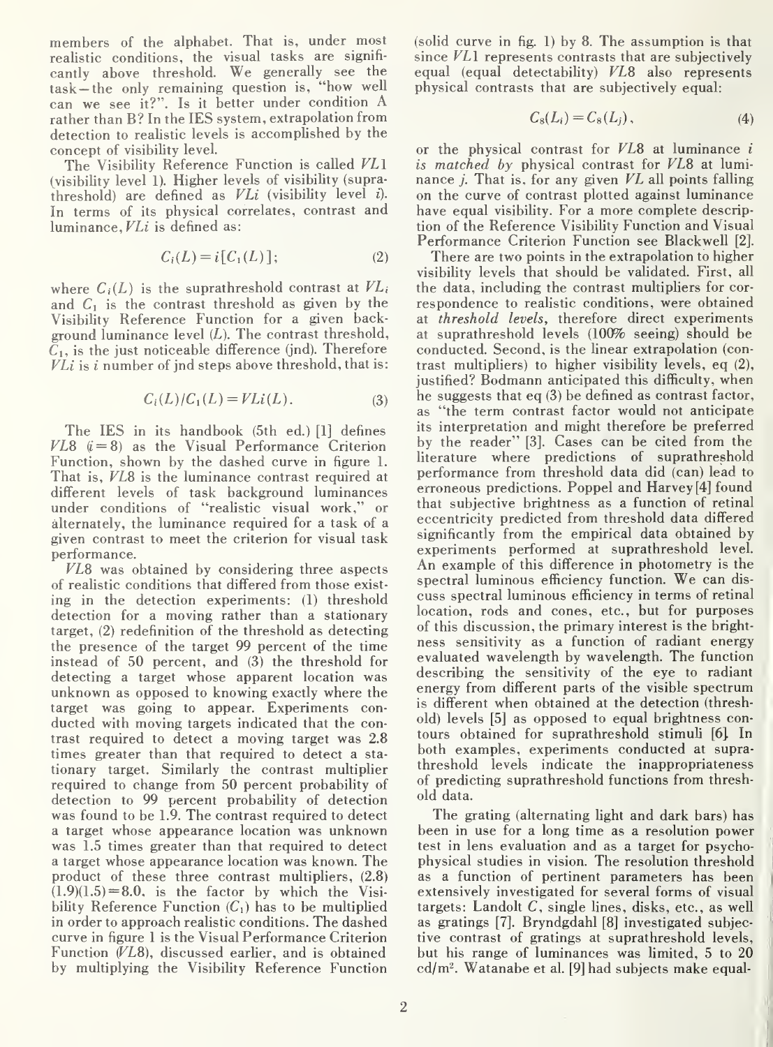members of the alphabet. That is, under most realistic conditions, the visual tasks are significantly above threshold. We generally see the task—the only remaining question is, "how well can we see it?". Is it better under condition A rather than B? In the IES system, extrapolation from detection to realistic levels is accomplished by the concept of visibility level.

The Visibility Reference Function is called $VL1$ (visibility level 1). Higher levels of visibility (suprathreshold) are defined as $VLi$ (visibility level $i$). In terms of its physical correlates, contrast and luminance, $VLi$ is defined as:

$$C_i(L) = i[C_1(L)]; \tag{2}$$

where $C_i(L)$ is the suprathreshold contrast at $VL_i$ and $C_1$ is the contrast threshold as given by the Visibility Reference Function for a given background luminance level ($L$). The contrast threshold, $C_1$, is the just noticeable difference (jnd). Therefore $VLi$ is $i$ number of jnd steps above threshold, that is:

$$C_i(L)/C_1(L) = VLi(L). \tag{3}$$

The IES in its handbook (5th ed.) [1] defines $VL8$ ($i=8$) as the Visual Performance Criterion Function, shown by the dashed curve in figure 1. That is, $VL8$ is the luminance contrast required at different levels of task background luminances under conditions of "realistic visual work," or alternately, the luminance required for a task of a given contrast to meet the criterion for visual task performance.

$VL8$ was obtained by considering three aspects of realistic conditions that differed from those existing in the detection experiments: (1) threshold detection for a moving rather than a stationary target, (2) redefinition of the threshold as detecting the presence of the target 99 percent of the time instead of 50 percent, and (3) the threshold for detecting a target whose apparent location was unknown as opposed to knowing exactly where the target was going to appear. Experiments conducted with moving targets indicated that the contrast required to detect a moving target was 2.8 times greater than that required to detect a stationary target. Similarly the contrast multiplier required to change from 50 percent probability of detection to 99 percent probability of detection was found to be 1.9. The contrast required to detect a target whose appearance location was unknown was 1.5 times greater than that required to detect a target whose appearance location was known. The product of these three contrast multipliers, $(2.8)(1.9)(1.5) = 8.0$, is the factor by which the Visibility Reference Function ($C_1$) has to be multiplied in order to approach realistic conditions. The dashed curve in figure 1 is the Visual Performance Criterion Function ($VL8$), discussed earlier, and is obtained by multiplying the Visibility Reference Function (solid curve in fig. 1) by 8. The assumption is that since $VL1$ represents contrasts that are subjectively equal (equal detectability) $VL8$ also represents physical contrasts that are subjectively equal:

$$C_8(L_i) = C_8(L_j), \tag{4}$$

or the physical contrast for $VL8$ at luminance $i$ *is matched by* physical contrast for $VL8$ at luminance $j$. That is, for any given $VL$ all points falling on the curve of contrast plotted against luminance have equal visibility. For a more complete description of the Reference Visibility Function and Visual Performance Criterion Function see Blackwell [2].

There are two points in the extrapolation to higher visibility levels that should be validated. First, all the data, including the contrast multipliers for correspondence to realistic conditions, were obtained at *threshold levels*, therefore direct experiments at suprathreshold levels (100% seeing) should be conducted. Second, is the linear extrapolation (contrast multipliers) to higher visibility levels, eq (2), justified? Bodmann anticipated this difficulty, when he suggests that eq (3) be defined as contrast factor, as "the term contrast factor would not anticipate its interpretation and might therefore be preferred by the reader" [3]. Cases can be cited from the literature where predictions of suprathreshold performance from threshold data did (can) lead to erroneous predictions. Poppel and Harvey [4] found that subjective brightness as a function of retinal eccentricity predicted from threshold data differed significantly from the empirical data obtained by experiments performed at suprathreshold level. An example of this difference in photometry is the spectral luminous efficiency function. We can discuss spectral luminous efficiency in terms of retinal location, rods and cones, etc., but for purposes of this discussion, the primary interest is the brightness sensitivity as a function of radiant energy evaluated wavelength by wavelength. The function describing the sensitivity of the eye to radiant energy from different parts of the visible spectrum is different when obtained at the detection (threshold) levels [5] as opposed to equal brightness contours obtained for suprathreshold stimuli [6]. In both examples, experiments conducted at suprathreshold levels indicate the inappropriateness of predicting suprathreshold functions from threshold data.

The grating (alternating light and dark bars) has been in use for a long time as a resolution power test in lens evaluation and as a target for psychophysical studies in vision. The resolution threshold as a function of pertinent parameters has been extensively investigated for several forms of visual targets: Landolt $C$, single lines, disks, etc., as well as gratings [7]. Bryndgdahl [8] investigated subjective contrast of gratings at suprathreshold levels, but his range of luminances was limited, 5 to 20 cd/m². Watanabe et al. [9] had subjects make equal-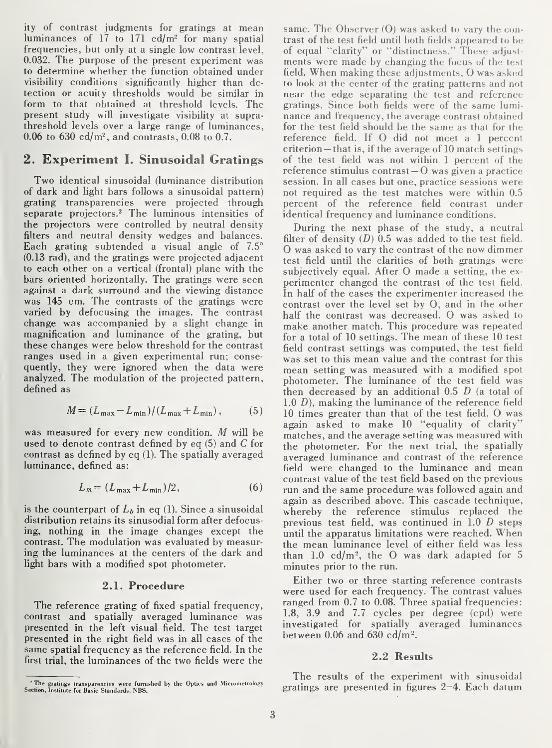ity of contrast judgments for gratings at mean luminances of 17 to 171 cd/m² for many spatial frequencies, but only at a single low contrast level, 0.032. The purpose of the present experiment was to determine whether the function obtained under visibility conditions significantly higher than detection or acuity thresholds would be similar in form to that obtained at threshold levels. The present study will investigate visibility at suprathreshold levels over a large range of luminances, 0.06 to 630 cd/m², and contrasts, 0.08 to 0.7.

## 2. Experiment I. Sinusoidal Gratings

Two identical sinusoidal (luminance distribution of dark and light bars follows a sinusoidal pattern) grating transparencies were projected through separate projectors.[2] The luminous intensities of the projectors were controlled by neutral density filters and neutral density wedges and balances. Each grating subtended a visual angle of 7.5° (0.13 rad), and the gratings were projected adjacent to each other on a vertical (frontal) plane with the bars oriented horizontally. The gratings were seen against a dark surround and the viewing distance was 145 cm. The contrasts of the gratings were varied by defocusing the images. The contrast change was accompanied by a slight change in magnification and luminance of the grating, but these changes were below threshold for the contrast ranges used in a given experimental run; consequently, they were ignored when the data were analyzed. The modulation of the projected pattern, defined as

$$M = (L_{\max} - L_{\min})/(L_{\max} + L_{\min}), \qquad (5)$$

was measured for every new condition. $M$ will be used to denote contrast defined by eq (5) and $C$ for contrast as defined by eq (1). The spatially averaged luminance, defined as:

$$L_m = (L_{\max} + L_{\min})/2, \qquad (6)$$

is the counterpart of $L_b$ in eq (1). Since a sinusoidal distribution retains its sinusoidal form after defocusing, nothing in the image changes except the contrast. The modulation was evaluated by measuring the luminances at the centers of the dark and light bars with a modified spot photometer.

### 2.1. Procedure

The reference grating of fixed spatial frequency, contrast and spatially averaged luminance was presented in the left visual field. The test target presented in the right field was in all cases of the same spatial frequency as the reference field. In the first trial, the luminances of the two fields were the same. The Observer (O) was asked to vary the contrast of the test field until both fields appeared to be of equal "clarity" or "distinctness." These adjustments were made by changing the focus of the test field. When making these adjustments, O was asked to look at the center of the grating patterns and not near the edge separating the test and reference gratings. Since both fields were of the same luminance and frequency, the average contrast obtained for the test field should be the same as that for the reference field. If O did not meet a 1 percent criterion—that is, if the average of 10 match settings of the test field was not within 1 percent of the reference stimulus contrast—O was given a practice session. In all cases but one, practice sessions were not required as the test matches were within 0.5 percent of the reference field contrast under identical frequency and luminance conditions.

During the next phase of the study, a neutral filter of density ($D$) 0.5 was added to the test field. O was asked to vary the contrast of the now dimmer test field until the clarities of both gratings were subjectively equal. After O made a setting, the experimenter changed the contrast of the test field. In half of the cases the experimenter increased the contrast over the level set by O, and in the other half the contrast was decreased. O was asked to make another match. This procedure was repeated for a total of 10 settings. The mean of these 10 test field contrast settings was computed, the test field was set to this mean value and the contrast for this mean setting was measured with a modified spot photometer. The luminance of the test field was then decreased by an additional 0.5 $D$ (a total of 1.0 $D$), making the luminance of the reference field 10 times greater than that of the test field. O was again asked to make 10 "equality of clarity" matches, and the average setting was measured with the photometer. For the next trial, the spatially averaged luminance and contrast of the reference field were changed to the luminance and mean contrast value of the test field based on the previous run and the same procedure was followed again and again as described above. This cascade technique, whereby the reference stimulus replaced the previous test field, was continued in 1.0 $D$ steps until the apparatus limitations were reached. When the mean luminance level of either field was less than 1.0 cd/m², the O was dark adapted for 5 minutes prior to the run.

Either two or three starting reference contrasts were used for each frequency. The contrast values ranged from 0.7 to 0.08. Three spatial frequencies: 1.8, 3.9 and 7.7 cycles per degree (cpd) were investigated for spatially averaged luminances between 0.06 and 630 cd/m².

### 2.2 Results

The results of the experiment with sinusoidal gratings are presented in figures 2–4. Each datum

[2] The gratings transparencies were furnished by the Optics and Micrometrology Section, Institute for Basic Standards, NBS.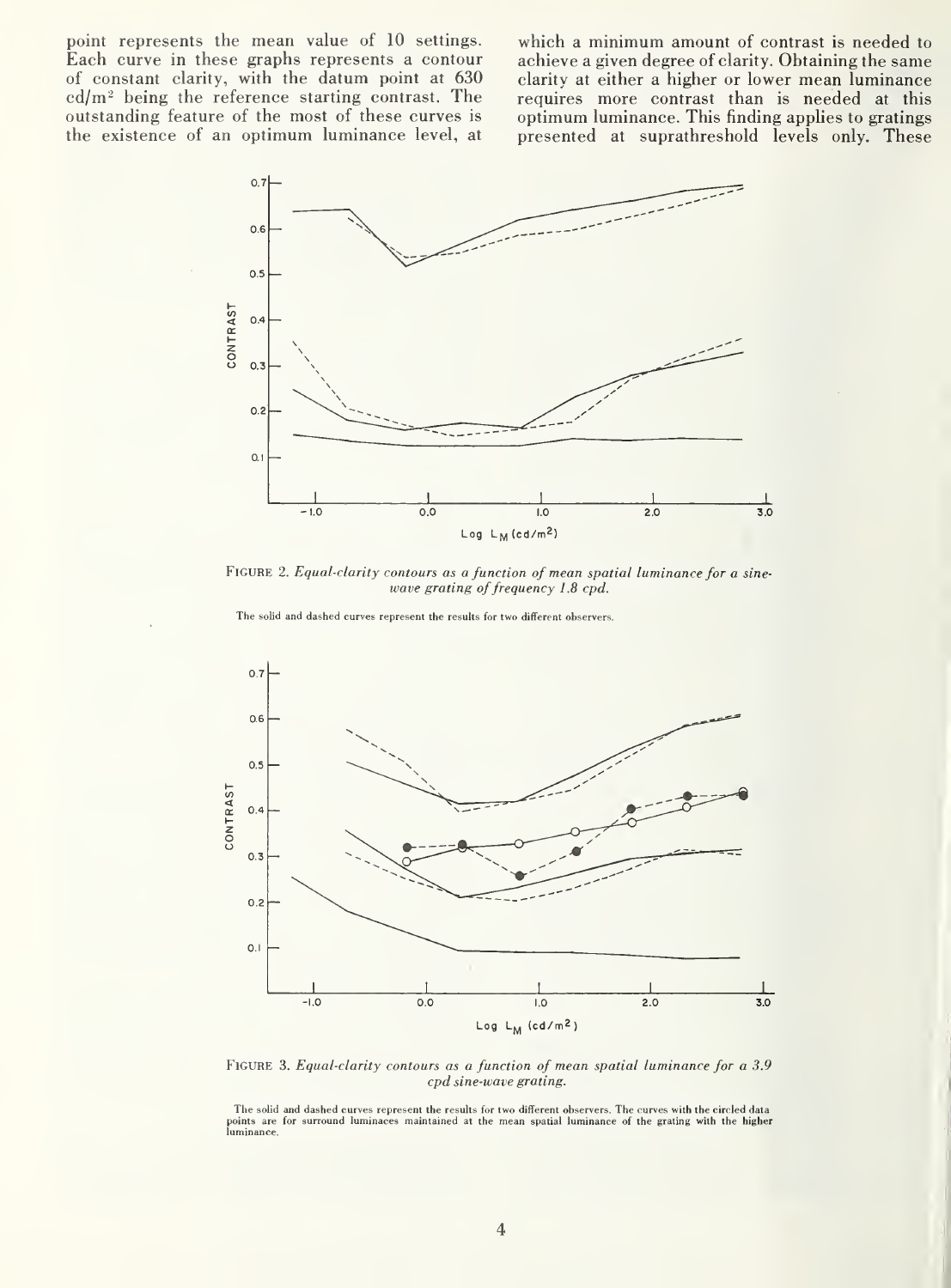point represents the mean value of 10 settings. Each curve in these graphs represents a contour of constant clarity, with the datum point at 630 cd/m$^2$ being the reference starting contrast. The outstanding feature of the most of these curves is the existence of an optimum luminance level, at which a minimum amount of contrast is needed to achieve a given degree of clarity. Obtaining the same clarity at either a higher or lower mean luminance requires more contrast than is needed at this optimum luminance. This finding applies to gratings presented at suprathreshold levels only. These

FIGURE 2. *Equal-clarity contours as a function of mean spatial luminance for a sine-wave grating of frequency 1.8 cpd.*

The solid and dashed curves represent the results for two different observers.

FIGURE 3. *Equal-clarity contours as a function of mean spatial luminance for a 3.9 cpd sine-wave grating.*

The solid and dashed curves represent the results for two different observers. The curves with the circled data points are for surround luminaces maintained at the mean spatial luminance of the grating with the higher luminance.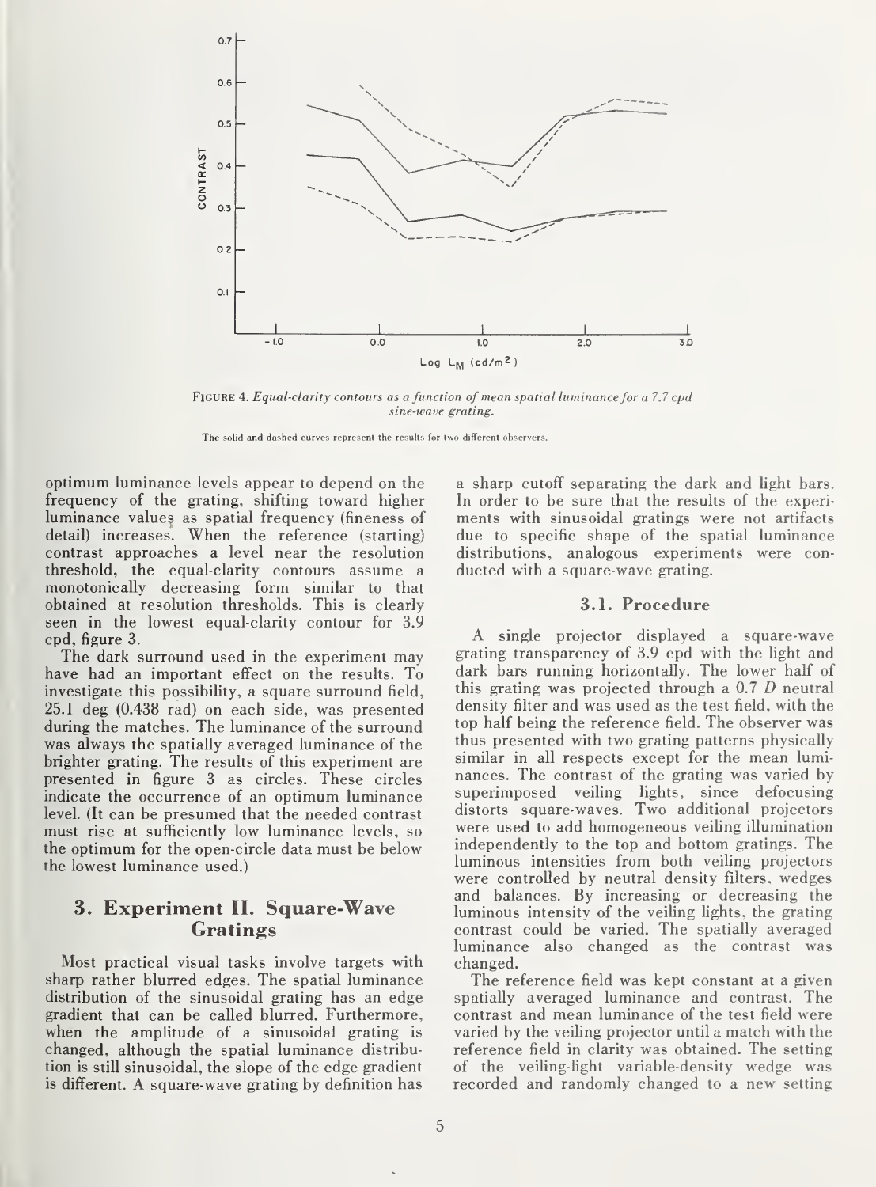FIGURE 4. *Equal-clarity contours as a function of mean spatial luminance for a 7.7 cpd sine-wave grating.*

The solid and dashed curves represent the results for two different observers.

optimum luminance levels appear to depend on the frequency of the grating, shifting toward higher luminance values as spatial frequency (fineness of detail) increases. When the reference (starting) contrast approaches a level near the resolution threshold, the equal-clarity contours assume a monotonically decreasing form similar to that obtained at resolution thresholds. This is clearly seen in the lowest equal-clarity contour for 3.9 cpd, figure 3.

The dark surround used in the experiment may have had an important effect on the results. To investigate this possibility, a square surround field, 25.1 deg (0.438 rad) on each side, was presented during the matches. The luminance of the surround was always the spatially averaged luminance of the brighter grating. The results of this experiment are presented in figure 3 as circles. These circles indicate the occurrence of an optimum luminance level. (It can be presumed that the needed contrast must rise at sufficiently low luminance levels, so the optimum for the open-circle data must be below the lowest luminance used.)

## 3. Experiment II. Square-Wave Gratings

Most practical visual tasks involve targets with sharp rather blurred edges. The spatial luminance distribution of the sinusoidal grating has an edge gradient that can be called blurred. Furthermore, when the amplitude of a sinusoidal grating is changed, although the spatial luminance distribution is still sinusoidal, the slope of the edge gradient is different. A square-wave grating by definition has a sharp cutoff separating the dark and light bars. In order to be sure that the results of the experiments with sinusoidal gratings were not artifacts due to specific shape of the spatial luminance distributions, analogous experiments were conducted with a square-wave grating.

### 3.1. Procedure

A single projector displayed a square-wave grating transparency of 3.9 cpd with the light and dark bars running horizontally. The lower half of this grating was projected through a 0.7 *D* neutral density filter and was used as the test field, with the top half being the reference field. The observer was thus presented with two grating patterns physically similar in all respects except for the mean luminances. The contrast of the grating was varied by superimposed veiling lights, since defocusing distorts square-waves. Two additional projectors were used to add homogeneous veiling illumination independently to the top and bottom gratings. The luminous intensities from both veiling projectors were controlled by neutral density filters, wedges and balances. By increasing or decreasing the luminous intensity of the veiling lights, the grating contrast could be varied. The spatially averaged luminance also changed as the contrast was changed.

The reference field was kept constant at a given spatially averaged luminance and contrast. The contrast and mean luminance of the test field were varied by the veiling projector until a match with the reference field in clarity was obtained. The setting of the veiling-light variable-density wedge was recorded and randomly changed to a new setting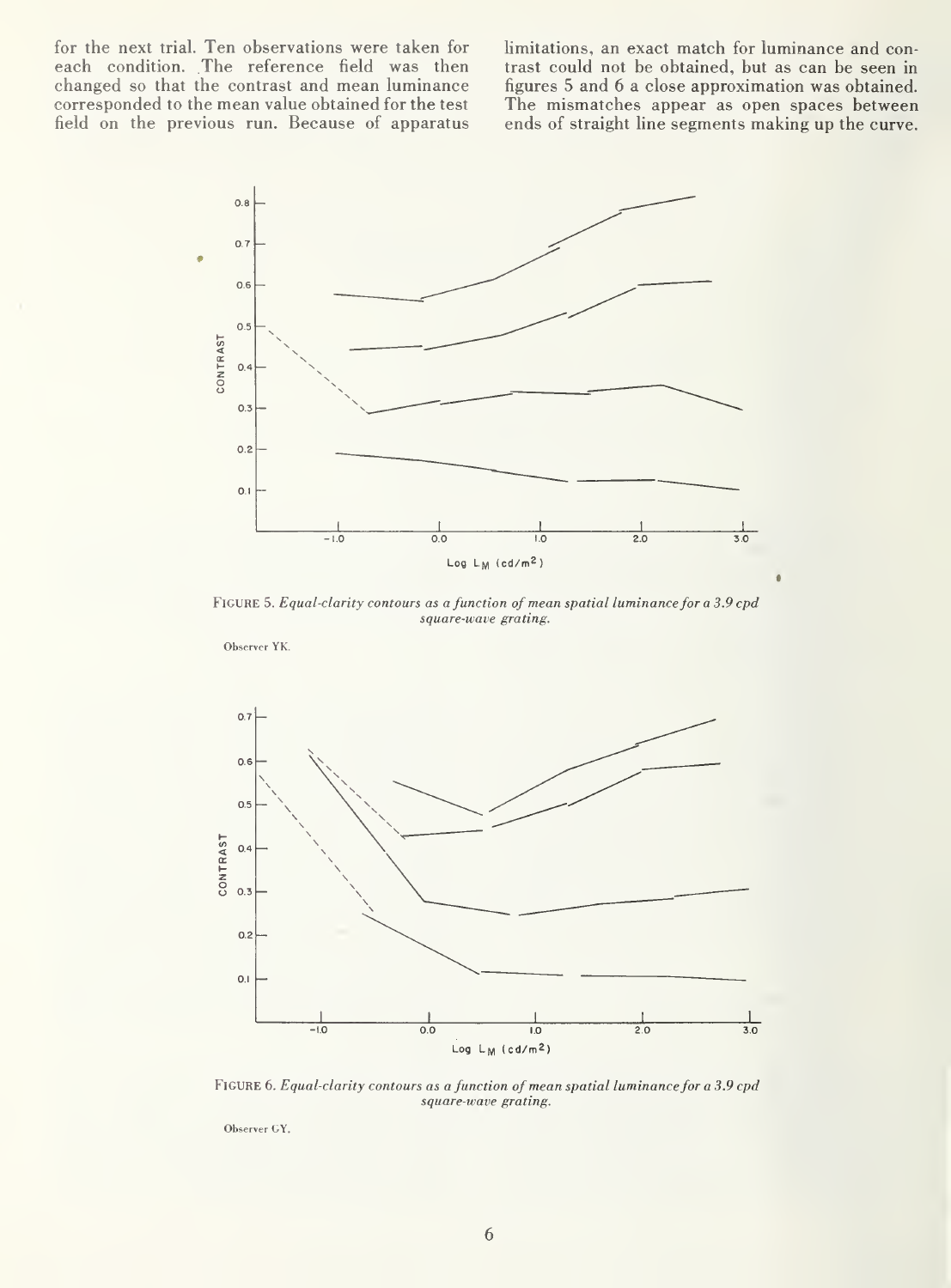for the next trial. Ten observations were taken for each condition. The reference field was then changed so that the contrast and mean luminance corresponded to the mean value obtained for the test field on the previous run. Because of apparatus limitations, an exact match for luminance and contrast could not be obtained, but as can be seen in figures 5 and 6 a close approximation was obtained. The mismatches appear as open spaces between ends of straight line segments making up the curve.

FIGURE 5. *Equal-clarity contours as a function of mean spatial luminance for a 3.9 cpd square-wave grating.*

Observer YK.

FIGURE 6. *Equal-clarity contours as a function of mean spatial luminance for a 3.9 cpd square-wave grating.*

Observer GY.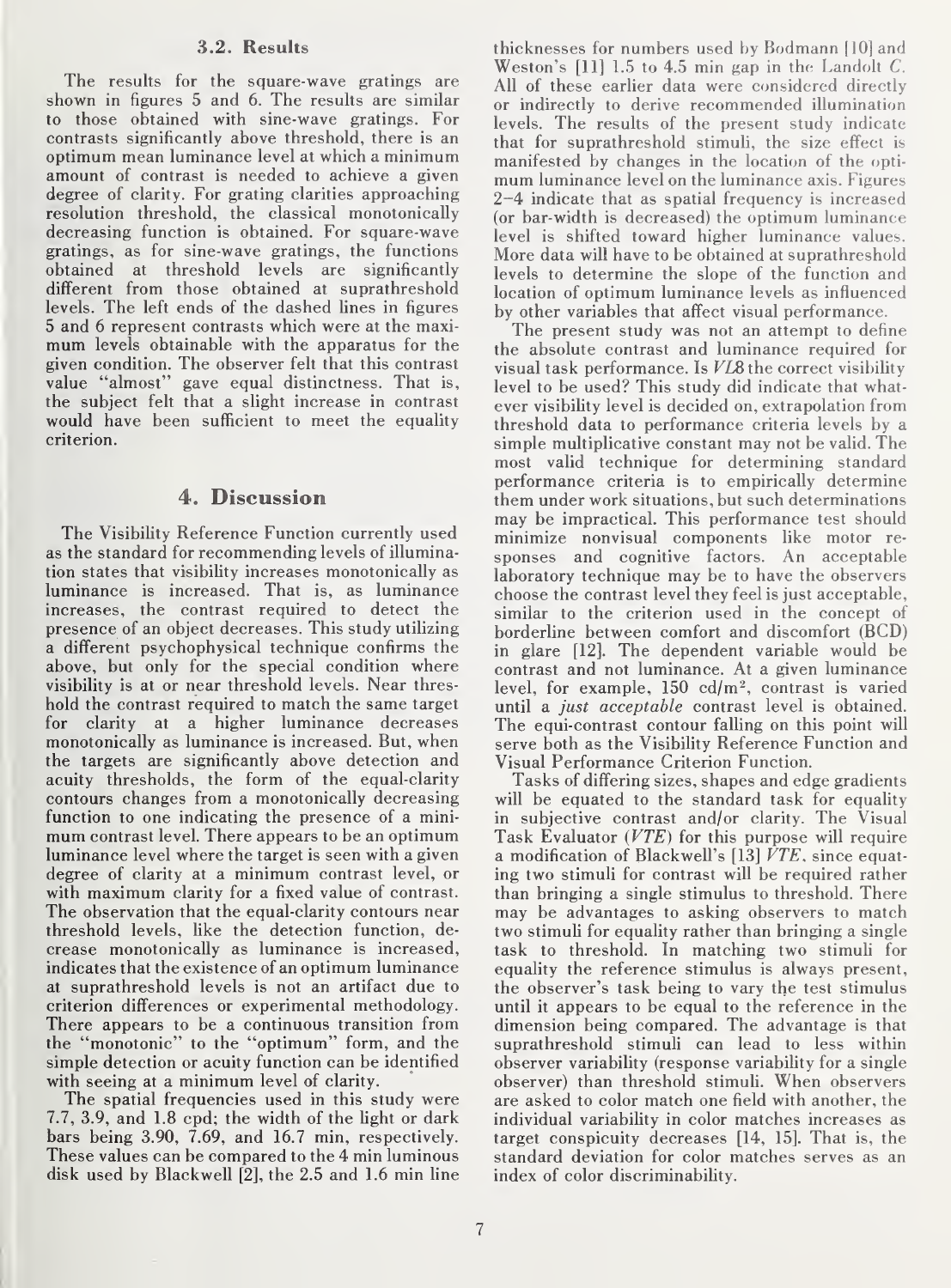### 3.2. Results

The results for the square-wave gratings are shown in figures 5 and 6. The results are similar to those obtained with sine-wave gratings. For contrasts significantly above threshold, there is an optimum mean luminance level at which a minimum amount of contrast is needed to achieve a given degree of clarity. For grating clarities approaching resolution threshold, the classical monotonically decreasing function is obtained. For square-wave gratings, as for sine-wave gratings, the functions obtained at threshold levels are significantly different from those obtained at suprathreshold levels. The left ends of the dashed lines in figures 5 and 6 represent contrasts which were at the maximum levels obtainable with the apparatus for the given condition. The observer felt that this contrast value "almost" gave equal distinctness. That is, the subject felt that a slight increase in contrast would have been sufficient to meet the equality criterion.

## 4. Discussion

The Visibility Reference Function currently used as the standard for recommending levels of illumination states that visibility increases monotonically as luminance is increased. That is, as luminance increases, the contrast required to detect the presence of an object decreases. This study utilizing a different psychophysical technique confirms the above, but only for the special condition where visibility is at or near threshold levels. Near threshold the contrast required to match the same target for clarity at a higher luminance decreases monotonically as luminance is increased. But, when the targets are significantly above detection and acuity thresholds, the form of the equal-clarity contours changes from a monotonically decreasing function to one indicating the presence of a minimum contrast level. There appears to be an optimum luminance level where the target is seen with a given degree of clarity at a minimum contrast level, or with maximum clarity for a fixed value of contrast. The observation that the equal-clarity contours near threshold levels, like the detection function, decrease monotonically as luminance is increased, indicates that the existence of an optimum luminance at suprathreshold levels is not an artifact due to criterion differences or experimental methodology. There appears to be a continuous transition from the "monotonic" to the "optimum" form, and the simple detection or acuity function can be identified with seeing at a minimum level of clarity.

The spatial frequencies used in this study were 7.7, 3.9, and 1.8 cpd; the width of the light or dark bars being 3.90, 7.69, and 16.7 min, respectively. These values can be compared to the 4 min luminous disk used by Blackwell [2], the 2.5 and 1.6 min line thicknesses for numbers used by Bodmann [10] and Weston's [11] 1.5 to 4.5 min gap in the Landolt *C*. All of these earlier data were considered directly or indirectly to derive recommended illumination levels. The results of the present study indicate that for suprathreshold stimuli, the size effect is manifested by changes in the location of the optimum luminance level on the luminance axis. Figures 2–4 indicate that as spatial frequency is increased (or bar-width is decreased) the optimum luminance level is shifted toward higher luminance values. More data will have to be obtained at suprathreshold levels to determine the slope of the function and location of optimum luminance levels as influenced by other variables that affect visual performance.

The present study was not an attempt to define the absolute contrast and luminance required for visual task performance. Is *VL8* the correct visibility level to be used? This study did indicate that whatever visibility level is decided on, extrapolation from threshold data to performance criteria levels by a simple multiplicative constant may not be valid. The most valid technique for determining standard performance criteria is to empirically determine them under work situations, but such determinations may be impractical. This performance test should minimize nonvisual components like motor responses and cognitive factors. An acceptable laboratory technique may be to have the observers choose the contrast level they feel is just acceptable, similar to the criterion used in the concept of borderline between comfort and discomfort (BCD) in glare [12]. The dependent variable would be contrast and not luminance. At a given luminance level, for example, 150 cd/m$^2$, contrast is varied until a *just acceptable* contrast level is obtained. The equi-contrast contour falling on this point will serve both as the Visibility Reference Function and Visual Performance Criterion Function.

Tasks of differing sizes, shapes and edge gradients will be equated to the standard task for equality in subjective contrast and/or clarity. The Visual Task Evaluator (*VTE*) for this purpose will require a modification of Blackwell's [13] *VTE*, since equating two stimuli for contrast will be required rather than bringing a single stimulus to threshold. There may be advantages to asking observers to match two stimuli for equality rather than bringing a single task to threshold. In matching two stimuli for equality the reference stimulus is always present, the observer's task being to vary the test stimulus until it appears to be equal to the reference in the dimension being compared. The advantage is that suprathreshold stimuli can lead to less within observer variability (response variability for a single observer) than threshold stimuli. When observers are asked to color match one field with another, the individual variability in color matches increases as target conspicuity decreases [14, 15]. That is, the standard deviation for color matches serves as an index of color discriminability.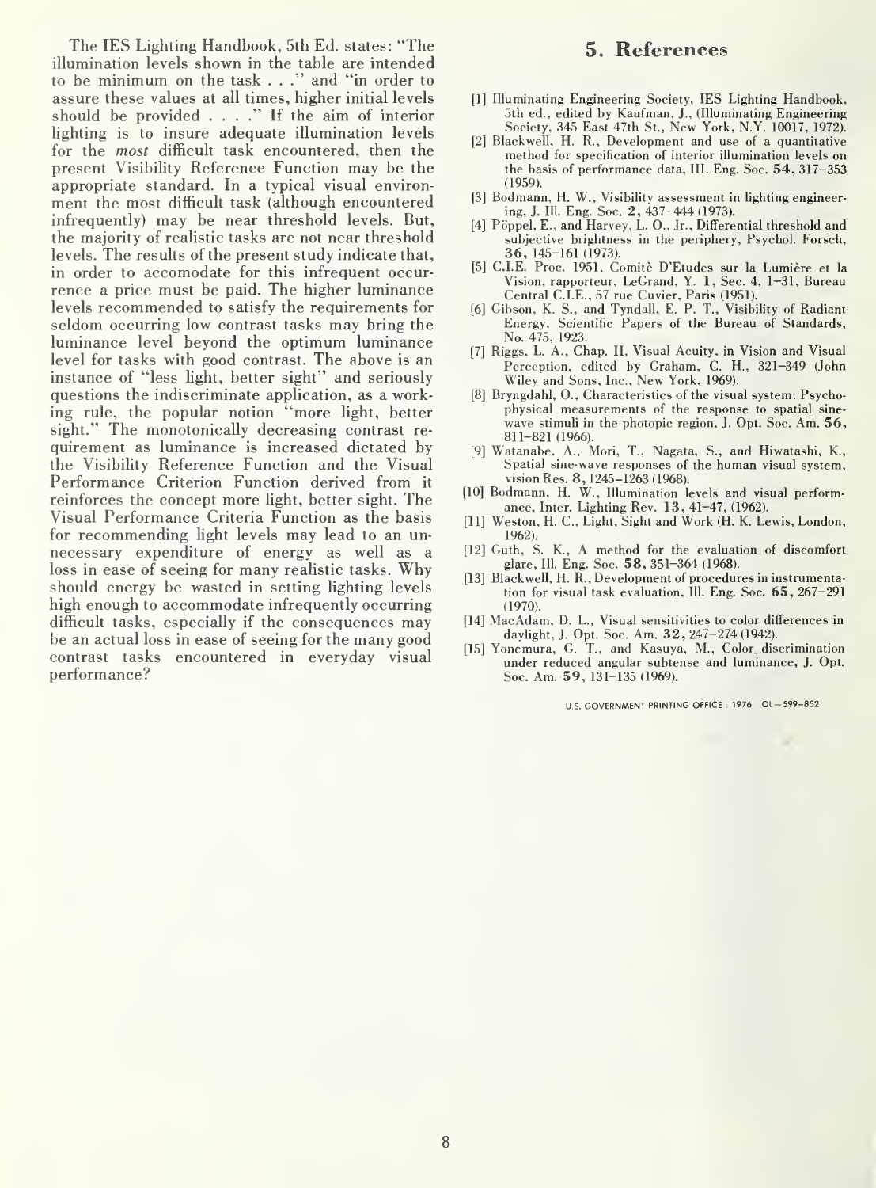The IES Lighting Handbook, 5th Ed. states: "The illumination levels shown in the table are intended to be minimum on the task . . ." and "in order to assure these values at all times, higher initial levels should be provided . . . ." If the aim of interior lighting is to insure adequate illumination levels for the *most* difficult task encountered, then the present Visibility Reference Function may be the appropriate standard. In a typical visual environment the most difficult task (although encountered infrequently) may be near threshold levels. But, the majority of realistic tasks are not near threshold levels. The results of the present study indicate that, in order to accomodate for this infrequent occurrence a price must be paid. The higher luminance levels recommended to satisfy the requirements for seldom occurring low contrast tasks may bring the luminance level beyond the optimum luminance level for tasks with good contrast. The above is an instance of "less light, better sight" and seriously questions the indiscriminate application, as a working rule, the popular notion "more light, better sight." The monotonically decreasing contrast requirement as luminance is increased dictated by the Visibility Reference Function and the Visual Performance Criterion Function derived from it reinforces the concept more light, better sight. The Visual Performance Criteria Function as the basis for recommending light levels may lead to an unnecessary expenditure of energy as well as a loss in ease of seeing for many realistic tasks. Why should energy be wasted in setting lighting levels high enough to accommodate infrequently occurring difficult tasks, especially if the consequences may be an actual loss in ease of seeing for the many good contrast tasks encountered in everyday visual performance?

## 5. References

[1] Illuminating Engineering Society, IES Lighting Handbook, 5th ed., edited by Kaufman, J., (Illuminating Engineering Society, 345 East 47th St., New York, N.Y. 10017, 1972).

[2] Blackwell, H. R., Development and use of a quantitative method for specification of interior illumination levels on the basis of performance data, Ill. Eng. Soc. **54**, 317–353 (1959).

[3] Bodmann, H. W., Visibility assessment in lighting engineering, J. Ill. Eng. Soc. **2**, 437–444 (1973).

[4] Pöppel, E., and Harvey, L. O., Jr., Differential threshold and subjective brightness in the periphery, Psychol. Forsch, **36**, 145–161 (1973).

[5] C.I.E. Proc. 1951, Comitè D'Etudes sur la Lumière et la Vision, rapporteur, LeGrand, Y. **1**, Sec. 4, 1–31, Bureau Central C.I.E., 57 rue Cuvier, Paris (1951).

[6] Gibson, K. S., and Tyndall, E. P. T., Visibility of Radiant Energy, Scientific Papers of the Bureau of Standards, No. 475, 1923.

[7] Riggs, L. A., Chap. II, Visual Acuity, in Vision and Visual Perception, edited by Graham, C. H., 321–349 (John Wiley and Sons, Inc., New York, 1969).

[8] Bryngdahl, O., Characteristics of the visual system: Psychophysical measurements of the response to spatial sinewave stimuli in the photopic region, J. Opt. Soc. Am. **56**, 811–821 (1966).

[9] Watanabe, A., Mori, T., Nagata, S., and Hiwatashi, K., Spatial sine-wave responses of the human visual system, vision Res. **8**, 1245–1263 (1968).

[10] Bodmann, H. W., Illumination levels and visual performance, Inter. Lighting Rev. **13**, 41–47, (1962).

[11] Weston, H. C., Light, Sight and Work (H. K. Lewis, London, 1962).

[12] Guth, S. K., A method for the evaluation of discomfort glare, Ill. Eng. Soc. **58**, 351–364 (1968).

[13] Blackwell, H. R., Development of procedures in instrumentation for visual task evaluation, Ill. Eng. Soc. **65**, 267–291 (1970).

[14] MacAdam, D. L., Visual sensitivities to color differences in daylight, J. Opt. Soc. Am. **32**, 247–274 (1942).

[15] Yonemura, G. T., and Kasuya, M., Color discrimination under reduced angular subtense and luminance, J. Opt. Soc. Am. **59**, 131–135 (1969).

U.S. GOVERNMENT PRINTING OFFICE : 1976 OL—599-852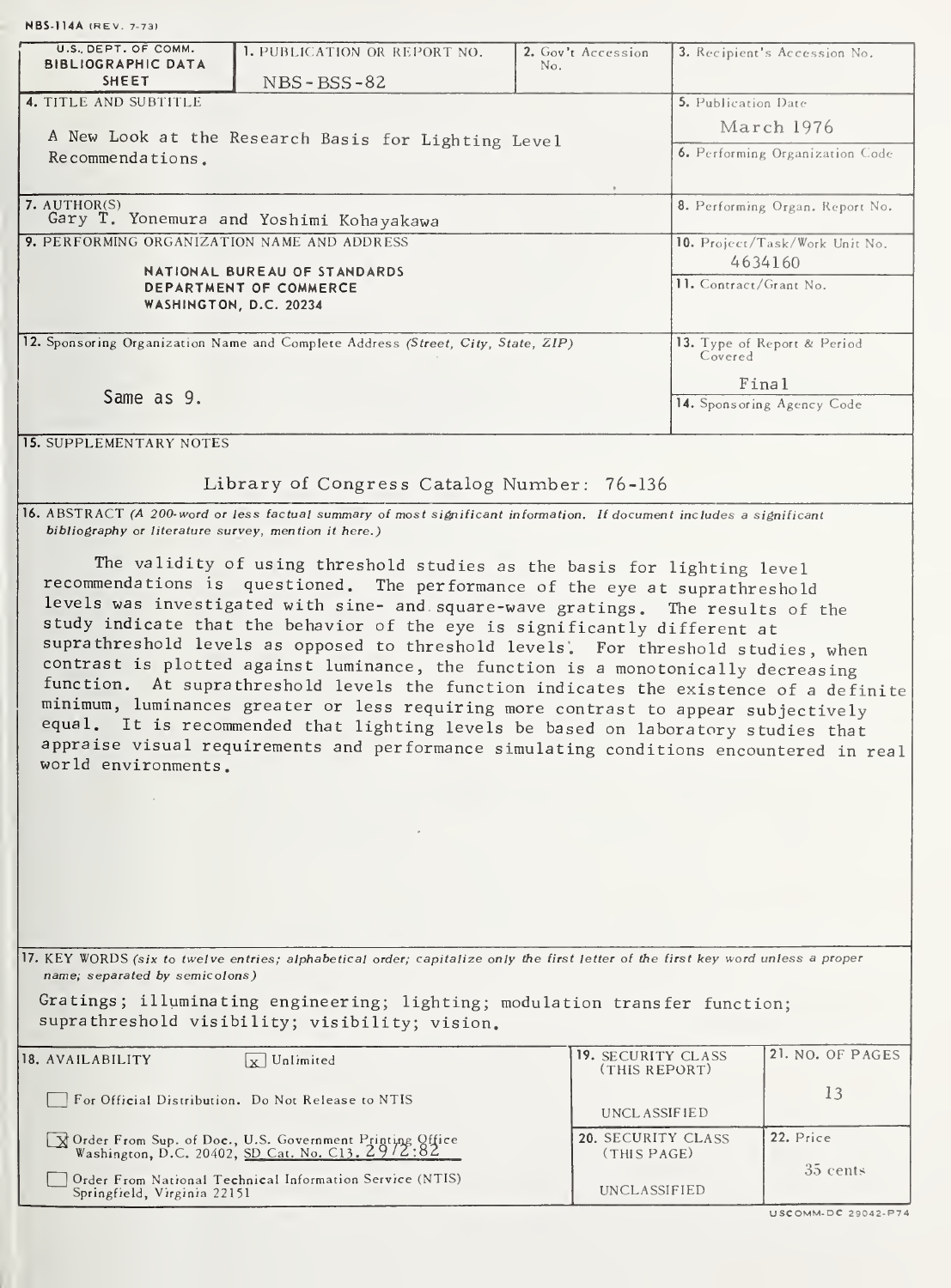NBS-114A (REV. 7-73)

| U.S. DEPT. OF COMM. BIBLIOGRAPHIC DATA SHEET | 1. PUBLICATION OR REPORT NO. NBS-BSS-82 | 2. Gov't Accession No. | 3. Recipient's Accession No. |
|---|---|---|---|

| 4. TITLE AND SUBTITLE | 5. Publication Date |
|---|---|
| A New Look at the Research Basis for Lighting Level Recommendations. | March 1976 |
| | 6. Performing Organization Code |
| 7. AUTHOR(S) Gary T. Yonemura and Yoshimi Kohayakawa | 8. Performing Organ. Report No. |
| 9. PERFORMING ORGANIZATION NAME AND ADDRESS<br>NATIONAL BUREAU OF STANDARDS<br>DEPARTMENT OF COMMERCE<br>WASHINGTON, D.C. 20234 | 10. Project/Task/Work Unit No. 4634160 |
| | 11. Contract/Grant No. |
| 12. Sponsoring Organization Name and Complete Address (Street, City, State, ZIP)<br>Same as 9. | 13. Type of Report & Period Covered<br>Final |
| | 14. Sponsoring Agency Code |

**15. SUPPLEMENTARY NOTES**

Library of Congress Catalog Number: 76-136

**16. ABSTRACT** *(A 200-word or less factual summary of most significant information. If document includes a significant bibliography or literature survey, mention it here.)*

The validity of using threshold studies as the basis for lighting level recommendations is questioned. The performance of the eye at suprathreshold levels was investigated with sine- and square-wave gratings. The results of the study indicate that the behavior of the eye is significantly different at suprathreshold levels as opposed to threshold levels. For threshold studies, when contrast is plotted against luminance, the function is a monotonically decreasing function. At suprathreshold levels the function indicates the existence of a definite minimum, luminances greater or less requiring more contrast to appear subjectively equal. It is recommended that lighting levels be based on laboratory studies that appraise visual requirements and performance simulating conditions encountered in real world environments.

**17. KEY WORDS** *(six to twelve entries; alphabetical order; capitalize only the first letter of the first key word unless a proper name; separated by semicolons)*

Gratings; illuminating engineering; lighting; modulation transfer function; suprathreshold visibility; visibility; vision.

| 18. AVAILABILITY ☒ Unlimited | 19. SECURITY CLASS (THIS REPORT) | 21. NO. OF PAGES |
|---|---|---|
| ☐ For Official Distribution. Do Not Release to NTIS | UNCLASSIFIED | 13 |
| ☒ Order From Sup. of Doc., U.S. Government Printing Office Washington, D.C. 20402, SD Cat. No. C13. 29/2:82 | 20. SECURITY CLASS (THIS PAGE) | 22. Price |
| ☐ Order From National Technical Information Service (NTIS) Springfield, Virginia 22151 | UNCLASSIFIED | 35 cents |

USCOMM-DC 29042-P74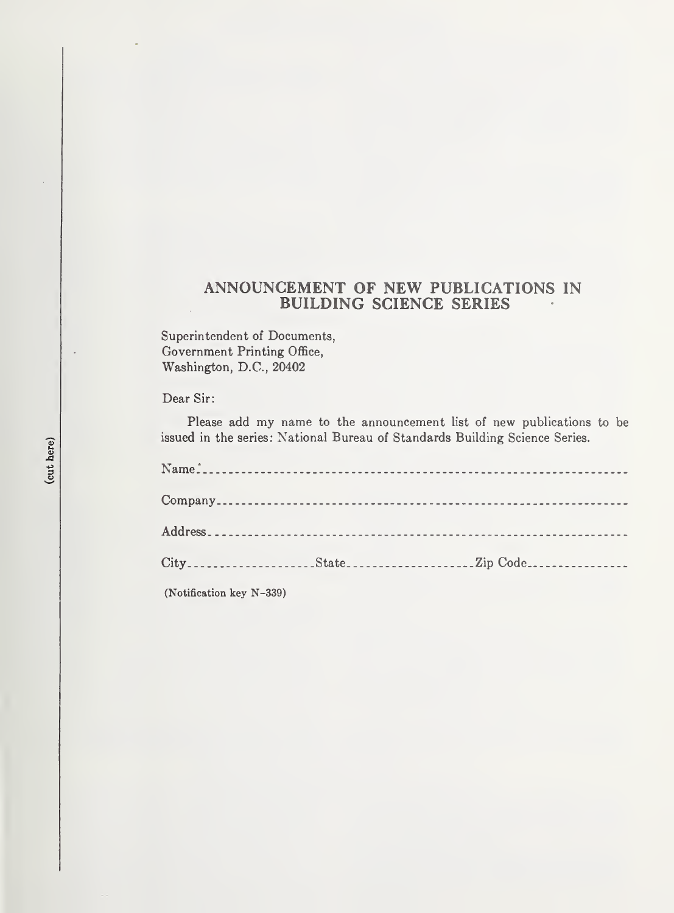(cut here)

## ANNOUNCEMENT OF NEW PUBLICATIONS IN BUILDING SCIENCE SERIES

Superintendent of Documents,
Government Printing Office,
Washington, D.C., 20402

Dear Sir:

Please add my name to the announcement list of new publications to be issued in the series: National Bureau of Standards Building Science Series.

Name ______________________________________________

Company ___________________________________________

Address ____________________________________________

City _______________ State _______________ Zip Code _______________

(Notification key N-339)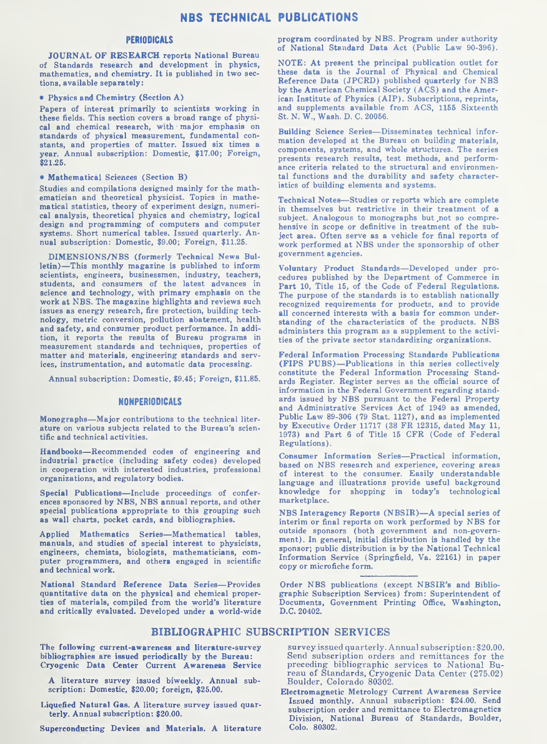# NBS TECHNICAL PUBLICATIONS

## PERIODICALS

**JOURNAL OF RESEARCH** reports National Bureau of Standards research and development in physics, mathematics, and chemistry. It is published in two sections, available separately:

- **Physics and Chemistry (Section A)**

Papers of interest primarily to scientists working in these fields. This section covers a broad range of physical and chemical research, with major emphasis on standards of physical measurement, fundamental constants, and properties of matter. Issued six times a year. Annual subscription: Domestic, $17.00; Foreign, $21.25.

- **Mathematical Sciences (Section B)**

Studies and compilations designed mainly for the mathematician and theoretical physicist. Topics in mathematical statistics, theory of experiment design, numerical analysis, theoretical physics and chemistry, logical design and programming of computers and computer systems. Short numerical tables. Issued quarterly. Annual subscription: Domestic, $9.00; Foreign, $11.25.

**DIMENSIONS/NBS** (formerly Technical News Bulletin)—This monthly magazine is published to inform scientists, engineers, businessmen, industry, teachers, students, and consumers of the latest advances in science and technology, with primary emphasis on the work at NBS. The magazine highlights and reviews such issues as energy research, fire protection, building technology, metric conversion, pollution abatement, health and safety, and consumer product performance. In addition, it reports the results of Bureau programs in measurement standards and techniques, properties of matter and materials, engineering standards and services, instrumentation, and automatic data processing.

Annual subscription: Domestic, $9.45; Foreign, $11.85.

## NONPERIODICALS

**Monographs**—Major contributions to the technical literature on various subjects related to the Bureau's scientific and technical activities.

**Handbooks**—Recommended codes of engineering and industrial practice (including safety codes) developed in cooperation with interested industries, professional organizations, and regulatory bodies.

**Special Publications**—Include proceedings of conferences sponsored by NBS, NBS annual reports, and other special publications appropriate to this grouping such as wall charts, pocket cards, and bibliographies.

**Applied Mathematics Series**—Mathematical tables, manuals, and studies of special interest to physicists, engineers, chemists, biologists, mathematicians, computer programmers, and others engaged in scientific and technical work.

**National Standard Reference Data Series**—Provides quantitative data on the physical and chemical properties of materials, compiled from the world's literature and critically evaluated. Developed under a world-wide program coordinated by NBS. Program under authority of National Standard Data Act (Public Law 90-396).

NOTE: At present the principal publication outlet for these data is the Journal of Physical and Chemical Reference Data (JPCRD) published quarterly for NBS by the American Chemical Society (ACS) and the American Institute of Physics (AIP). Subscriptions, reprints, and supplements available from ACS, 1155 Sixteenth St. N. W., Wash. D. C. 20056.

**Building Science Series**—Disseminates technical information developed at the Bureau on building materials, components, systems, and whole structures. The series presents research results, test methods, and performance criteria related to the structural and environmental functions and the durability and safety characteristics of building elements and systems.

**Technical Notes**—Studies or reports which are complete in themselves but restrictive in their treatment of a subject. Analogous to monographs but not so comprehensive in scope or definitive in treatment of the subject area. Often serve as a vehicle for final reports of work performed at NBS under the sponsorship of other government agencies.

**Voluntary Product Standards**—Developed under procedures published by the Department of Commerce in Part 10, Title 15, of the Code of Federal Regulations. The purpose of the standards is to establish nationally recognized requirements for products, and to provide all concerned interests with a basis for common understanding of the characteristics of the products. NBS administers this program as a supplement to the activities of the private sector standardizing organizations.

**Federal Information Processing Standards Publications (FIPS PUBS)**—Publications in this series collectively constitute the Federal Information Processing Standards Register. Register serves as the official source of information in the Federal Government regarding standards issued by NBS pursuant to the Federal Property and Administrative Services Act of 1949 as amended, Public Law 89-306 (79 Stat. 1127), and as implemented by Executive Order 11717 (38 FR 12315, dated May 11, 1973) and Part 6 of Title 15 CFR (Code of Federal Regulations).

**Consumer Information Series**—Practical information, based on NBS research and experience, covering areas of interest to the consumer. Easily understandable language and illustrations provide useful background knowledge for shopping in today's technological marketplace.

**NBS Interagency Reports (NBSIR)**—A special series of interim or final reports on work performed by NBS for outside sponsors (both government and non-government). In general, initial distribution is handled by the sponsor; public distribution is by the National Technical Information Service (Springfield, Va. 22161) in paper copy or microfiche form.

Order NBS publications (except NBSIR's and Bibliographic Subscription Services) from: Superintendent of Documents, Government Printing Office, Washington, D.C. 20402.

# BIBLIOGRAPHIC SUBSCRIPTION SERVICES

The following current-awareness and literature-survey bibliographies are issued periodically by the Bureau:

**Cryogenic Data Center Current Awareness Service**

A literature survey issued biweekly. Annual subscription: Domestic, $20.00; foreign, $25.00.

**Liquefied Natural Gas.** A literature survey issued quarterly. Annual subscription: $20.00.

**Superconducting Devices and Materials.** A literature survey issued quarterly. Annual subscription: $20.00. Send subscription orders and remittances for the preceding bibliographic services to National Bureau of Standards, Cryogenic Data Center (275.02) Boulder, Colorado 80302.

**Electromagnetic Metrology Current Awareness Service** Issued monthly. Annual subscription: $24.00. Send subscription order and remittance to Electromagnetics Division, National Bureau of Standards, Boulder, Colo. 80302.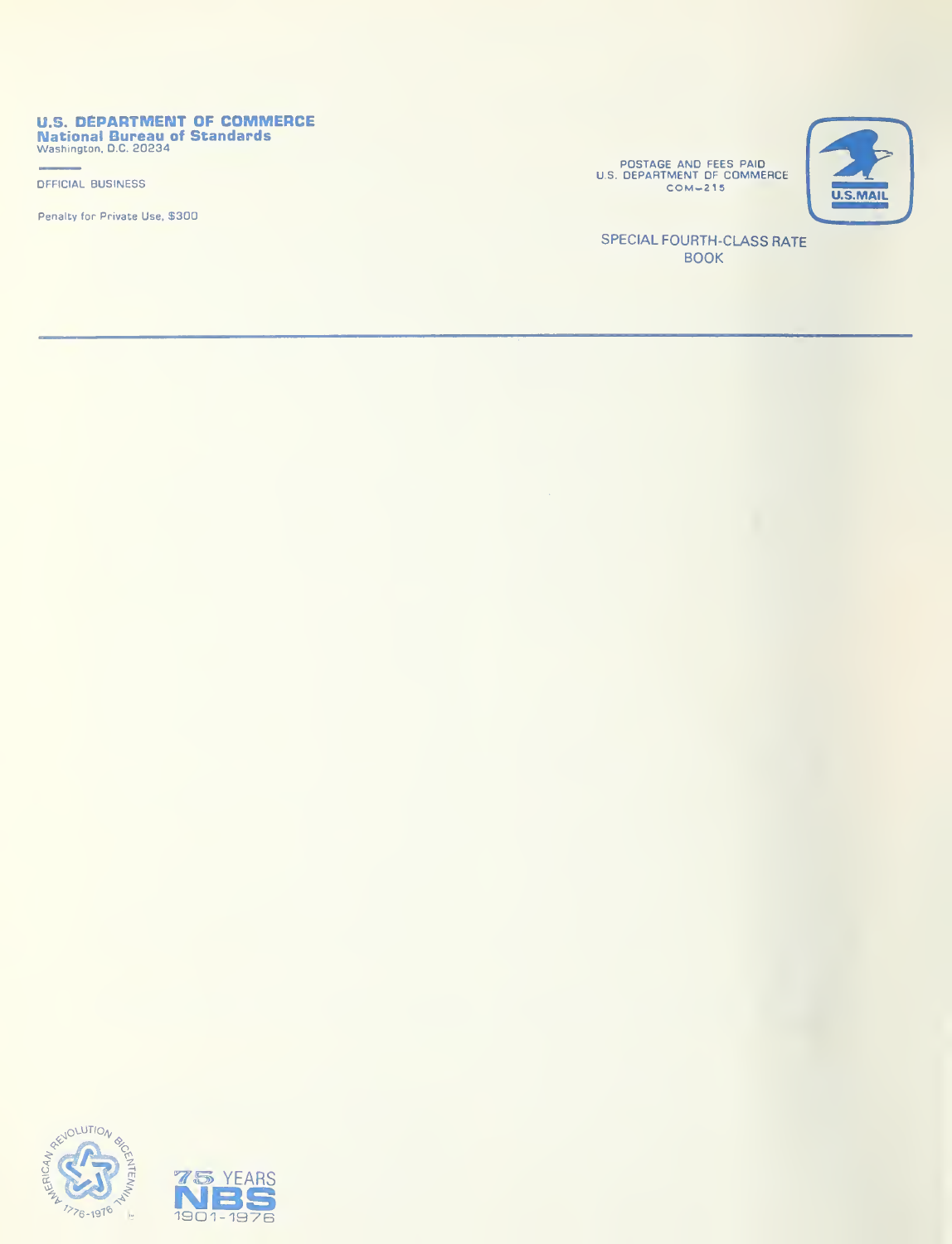**U.S. DEPARTMENT OF COMMERCE**
**National Bureau of Standards**
Washington, D.C. 20234

OFFICIAL BUSINESS

Penalty for Private Use, $300

POSTAGE AND FEES PAID
U.S. DEPARTMENT OF COMMERCE
COM-215

U.S.MAIL

SPECIAL FOURTH-CLASS RATE
BOOK

AMERICAN REVOLUTION BICENTENNIAL
1776-1976

75 YEARS
NBS
1901-1976